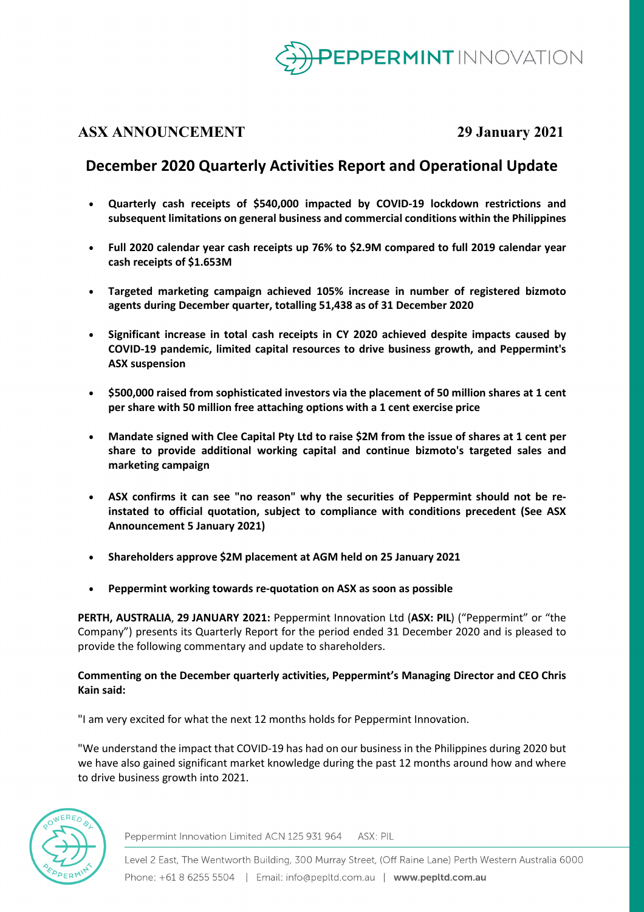**ASX ANNOUNCEMENT** **29 January 2021**

# December 2020 Quarterly Activities Report and Operational Update

- **Quarterly cash receipts of $540,000 impacted by COVID-19 lockdown restrictions and subsequent limitations on general business and commercial conditions within the Philippines**
- **Full 2020 calendar year cash receipts up 76% to $2.9M compared to full 2019 calendar year cash receipts of $1.653M**
- **Targeted marketing campaign achieved 105% increase in number of registered bizmoto agents during December quarter, totalling 51,438 as of 31 December 2020**
- **Significant increase in total cash receipts in CY 2020 achieved despite impacts caused by COVID-19 pandemic, limited capital resources to drive business growth, and Peppermint's ASX suspension**
- **$500,000 raised from sophisticated investors via the placement of 50 million shares at 1 cent per share with 50 million free attaching options with a 1 cent exercise price**
- **Mandate signed with Clee Capital Pty Ltd to raise $2M from the issue of shares at 1 cent per share to provide additional working capital and continue bizmoto's targeted sales and marketing campaign**
- **ASX confirms it can see "no reason" why the securities of Peppermint should not be re-instated to official quotation, subject to compliance with conditions precedent (See ASX Announcement 5 January 2021)**
- **Shareholders approve $2M placement at AGM held on 25 January 2021**
- **Peppermint working towards re-quotation on ASX as soon as possible**

**PERTH, AUSTRALIA**, **29 JANUARY 2021:** Peppermint Innovation Ltd (**ASX: PIL**) ("Peppermint" or "the Company") presents its Quarterly Report for the period ended 31 December 2020 and is pleased to provide the following commentary and update to shareholders.

**Commenting on the December quarterly activities, Peppermint's Managing Director and CEO Chris Kain said:**

"I am very excited for what the next 12 months holds for Peppermint Innovation.

"We understand the impact that COVID-19 has had on our business in the Philippines during 2020 but we have also gained significant market knowledge during the past 12 months around how and where to drive business growth into 2021.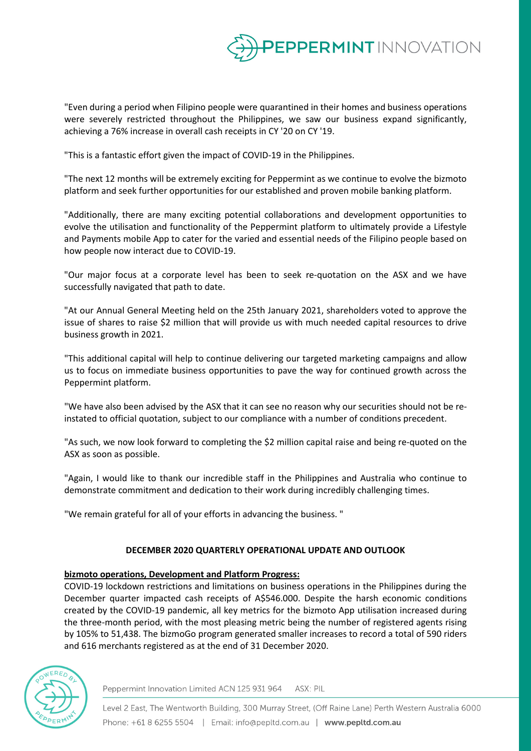"Even during a period when Filipino people were quarantined in their homes and business operations were severely restricted throughout the Philippines, we saw our business expand significantly, achieving a 76% increase in overall cash receipts in CY '20 on CY '19.

"This is a fantastic effort given the impact of COVID-19 in the Philippines.

"The next 12 months will be extremely exciting for Peppermint as we continue to evolve the bizmoto platform and seek further opportunities for our established and proven mobile banking platform.

"Additionally, there are many exciting potential collaborations and development opportunities to evolve the utilisation and functionality of the Peppermint platform to ultimately provide a Lifestyle and Payments mobile App to cater for the varied and essential needs of the Filipino people based on how people now interact due to COVID-19.

"Our major focus at a corporate level has been to seek re-quotation on the ASX and we have successfully navigated that path to date.

"At our Annual General Meeting held on the 25th January 2021, shareholders voted to approve the issue of shares to raise $2 million that will provide us with much needed capital resources to drive business growth in 2021.

"This additional capital will help to continue delivering our targeted marketing campaigns and allow us to focus on immediate business opportunities to pave the way for continued growth across the Peppermint platform.

"We have also been advised by the ASX that it can see no reason why our securities should not be re-instated to official quotation, subject to our compliance with a number of conditions precedent.

"As such, we now look forward to completing the $2 million capital raise and being re-quoted on the ASX as soon as possible.

"Again, I would like to thank our incredible staff in the Philippines and Australia who continue to demonstrate commitment and dedication to their work during incredibly challenging times.

"We remain grateful for all of your efforts in advancing the business. "

## DECEMBER 2020 QUARTERLY OPERATIONAL UPDATE AND OUTLOOK

**bizmoto operations, Development and Platform Progress:**

COVID-19 lockdown restrictions and limitations on business operations in the Philippines during the December quarter impacted cash receipts of A$546.000. Despite the harsh economic conditions created by the COVID-19 pandemic, all key metrics for the bizmoto App utilisation increased during the three-month period, with the most pleasing metric being the number of registered agents rising by 105% to 51,438. The bizmoGo program generated smaller increases to record a total of 590 riders and 616 merchants registered as at the end of 31 December 2020.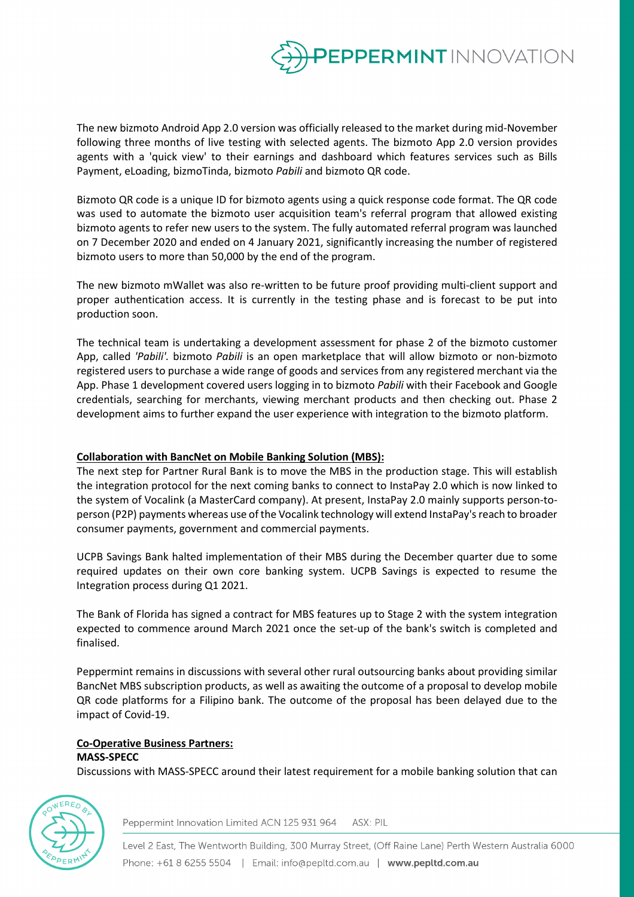The new bizmoto Android App 2.0 version was officially released to the market during mid-November following three months of live testing with selected agents. The bizmoto App 2.0 version provides agents with a 'quick view' to their earnings and dashboard which features services such as Bills Payment, eLoading, bizmoTinda, bizmoto *Pabili* and bizmoto QR code.

Bizmoto QR code is a unique ID for bizmoto agents using a quick response code format. The QR code was used to automate the bizmoto user acquisition team's referral program that allowed existing bizmoto agents to refer new users to the system. The fully automated referral program was launched on 7 December 2020 and ended on 4 January 2021, significantly increasing the number of registered bizmoto users to more than 50,000 by the end of the program.

The new bizmoto mWallet was also re-written to be future proof providing multi-client support and proper authentication access. It is currently in the testing phase and is forecast to be put into production soon.

The technical team is undertaking a development assessment for phase 2 of the bizmoto customer App, called *'Pabili'.* bizmoto *Pabili* is an open marketplace that will allow bizmoto or non-bizmoto registered users to purchase a wide range of goods and services from any registered merchant via the App. Phase 1 development covered users logging in to bizmoto *Pabili* with their Facebook and Google credentials, searching for merchants, viewing merchant products and then checking out. Phase 2 development aims to further expand the user experience with integration to the bizmoto platform.

**Collaboration with BancNet on Mobile Banking Solution (MBS):**

The next step for Partner Rural Bank is to move the MBS in the production stage. This will establish the integration protocol for the next coming banks to connect to InstaPay 2.0 which is now linked to the system of Vocalink (a MasterCard company). At present, InstaPay 2.0 mainly supports person-to-person (P2P) payments whereas use of the Vocalink technology will extend InstaPay's reach to broader consumer payments, government and commercial payments.

UCPB Savings Bank halted implementation of their MBS during the December quarter due to some required updates on their own core banking system. UCPB Savings is expected to resume the Integration process during Q1 2021.

The Bank of Florida has signed a contract for MBS features up to Stage 2 with the system integration expected to commence around March 2021 once the set-up of the bank's switch is completed and finalised.

Peppermint remains in discussions with several other rural outsourcing banks about providing similar BancNet MBS subscription products, as well as awaiting the outcome of a proposal to develop mobile QR code platforms for a Filipino bank. The outcome of the proposal has been delayed due to the impact of Covid-19.

**Co-Operative Business Partners:**

**MASS-SPECC**

Discussions with MASS-SPECC around their latest requirement for a mobile banking solution that can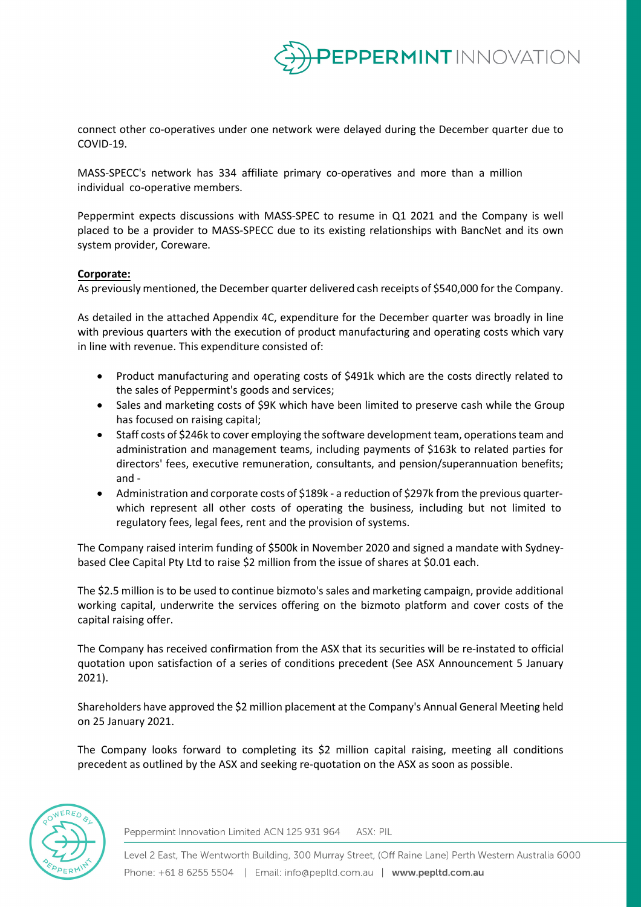connect other co-operatives under one network were delayed during the December quarter due to COVID-19.

MASS-SPECC's network has 334 affiliate primary co-operatives and more than a million individual co-operative members.

Peppermint expects discussions with MASS-SPEC to resume in Q1 2021 and the Company is well placed to be a provider to MASS-SPECC due to its existing relationships with BancNet and its own system provider, Coreware.

**Corporate:**

As previously mentioned, the December quarter delivered cash receipts of $540,000 for the Company.

As detailed in the attached Appendix 4C, expenditure for the December quarter was broadly in line with previous quarters with the execution of product manufacturing and operating costs which vary in line with revenue. This expenditure consisted of:

- Product manufacturing and operating costs of $491k which are the costs directly related to the sales of Peppermint's goods and services;
- Sales and marketing costs of $9K which have been limited to preserve cash while the Group has focused on raising capital;
- Staff costs of $246k to cover employing the software development team, operations team and administration and management teams, including payments of $163k to related parties for directors' fees, executive remuneration, consultants, and pension/superannuation benefits; and -
- Administration and corporate costs of $189k - a reduction of $297k from the previous quarter- which represent all other costs of operating the business, including but not limited to regulatory fees, legal fees, rent and the provision of systems.

The Company raised interim funding of $500k in November 2020 and signed a mandate with Sydney-based Clee Capital Pty Ltd to raise $2 million from the issue of shares at $0.01 each.

The $2.5 million is to be used to continue bizmoto's sales and marketing campaign, provide additional working capital, underwrite the services offering on the bizmoto platform and cover costs of the capital raising offer.

The Company has received confirmation from the ASX that its securities will be re-instated to official quotation upon satisfaction of a series of conditions precedent (See ASX Announcement 5 January 2021).

Shareholders have approved the $2 million placement at the Company's Annual General Meeting held on 25 January 2021.

The Company looks forward to completing its $2 million capital raising, meeting all conditions precedent as outlined by the ASX and seeking re-quotation on the ASX as soon as possible.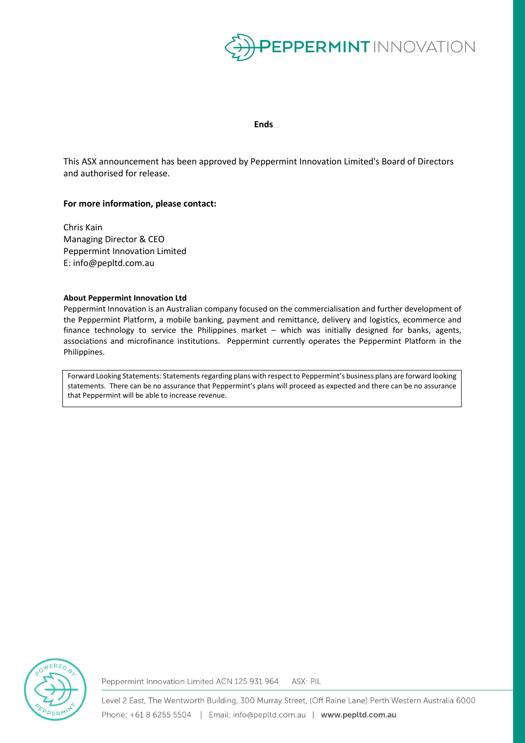**Ends**

This ASX announcement has been approved by Peppermint Innovation Limited's Board of Directors and authorised for release.

**For more information, please contact:**

Chris Kain
Managing Director & CEO
Peppermint Innovation Limited
E: info@pepltd.com.au

**About Peppermint Innovation Ltd**

Peppermint Innovation is an Australian company focused on the commercialisation and further development of the Peppermint Platform, a mobile banking, payment and remittance, delivery and logistics, ecommerce and finance technology to service the Philippines market – which was initially designed for banks, agents, associations and microfinance institutions. Peppermint currently operates the Peppermint Platform in the Philippines.

Forward Looking Statements: Statements regarding plans with respect to Peppermint's business plans are forward looking statements. There can be no assurance that Peppermint's plans will proceed as expected and there can be no assurance that Peppermint will be able to increase revenue.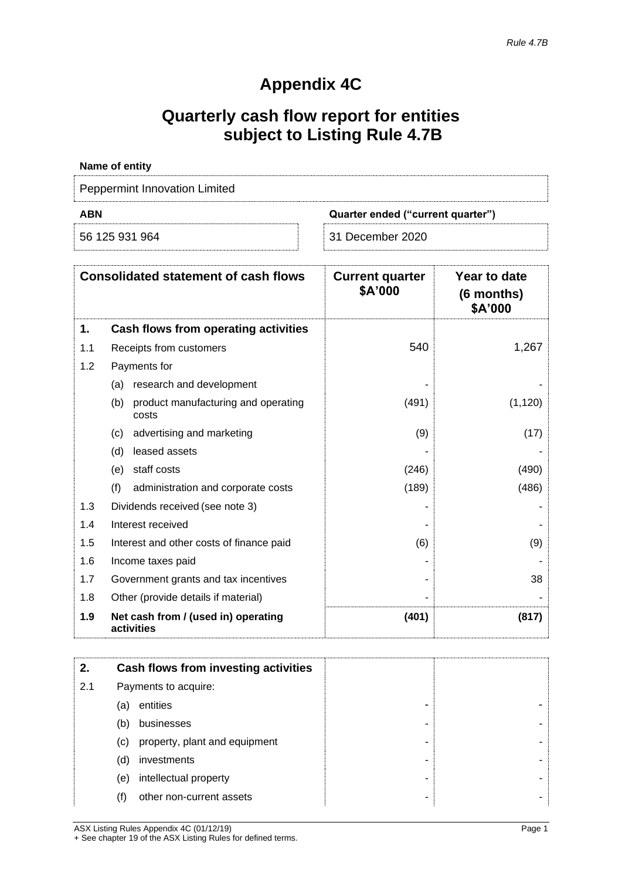*Rule 4.7B*

# Appendix 4C

## Quarterly cash flow report for entities subject to Listing Rule 4.7B

**Name of entity**

Peppermint Innovation Limited

| ABN | Quarter ended ("current quarter") |
|---|---|
| 56 125 931 964 | 31 December 2020 |

| | Consolidated statement of cash flows | Current quarter $A'000 | Year to date (6 months) $A'000 |
|---|---|---|---|
| **1.** | **Cash flows from operating activities** | | |
| 1.1 | Receipts from customers | 540 | 1,267 |
| 1.2 | Payments for | | |
| | (a) research and development | - | - |
| | (b) product manufacturing and operating costs | (491) | (1,120) |
| | (c) advertising and marketing | (9) | (17) |
| | (d) leased assets | - | - |
| | (e) staff costs | (246) | (490) |
| | (f) administration and corporate costs | (189) | (486) |
| 1.3 | Dividends received (see note 3) | - | - |
| 1.4 | Interest received | - | - |
| 1.5 | Interest and other costs of finance paid | (6) | (9) |
| 1.6 | Income taxes paid | - | - |
| 1.7 | Government grants and tax incentives | - | 38 |
| 1.8 | Other (provide details if material) | - | - |
| **1.9** | **Net cash from / (used in) operating activities** | **(401)** | **(817)** |

| | | | |
|---|---|---|---|
| **2.** | **Cash flows from investing activities** | | |
| 2.1 | Payments to acquire: | | |
| | (a) entities | - | - |
| | (b) businesses | - | - |
| | (c) property, plant and equipment | - | - |
| | (d) investments | - | - |
| | (e) intellectual property | - | - |
| | (f) other non-current assets | - | - |

ASX Listing Rules Appendix 4C (01/12/19)
+ See chapter 19 of the ASX Listing Rules for defined terms.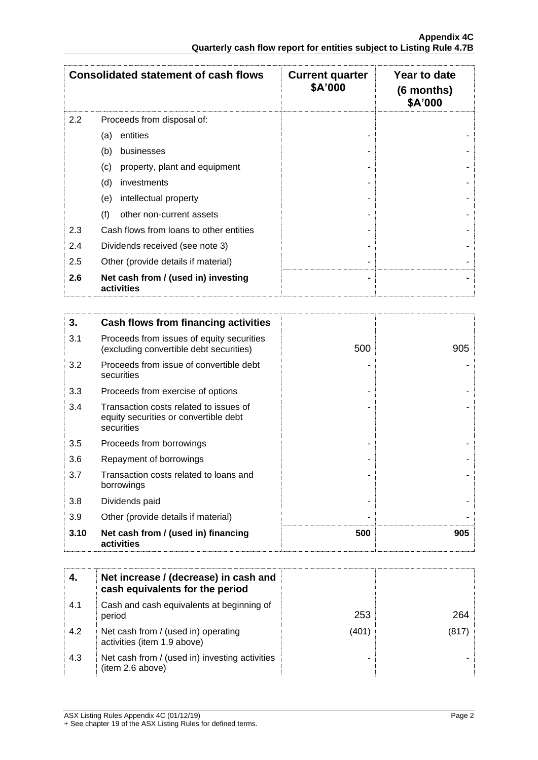| Consolidated statement of cash flows | | Current quarter $A'000 | Year to date (6 months) $A'000 |
|---|---|---|---|
| 2.2 | Proceeds from disposal of: | | |
| | (a) entities | - | - |
| | (b) businesses | - | - |
| | (c) property, plant and equipment | - | - |
| | (d) investments | - | - |
| | (e) intellectual property | - | - |
| | (f) other non-current assets | - | - |
| 2.3 | Cash flows from loans to other entities | - | - |
| 2.4 | Dividends received (see note 3) | - | - |
| 2.5 | Other (provide details if material) | - | - |
| **2.6** | **Net cash from / (used in) investing activities** | **-** | **-** |

| **3.** | **Cash flows from financing activities** | | |
|---|---|---|---|
| 3.1 | Proceeds from issues of equity securities (excluding convertible debt securities) | 500 | 905 |
| 3.2 | Proceeds from issue of convertible debt securities | - | - |
| 3.3 | Proceeds from exercise of options | - | - |
| 3.4 | Transaction costs related to issues of equity securities or convertible debt securities | - | - |
| 3.5 | Proceeds from borrowings | - | - |
| 3.6 | Repayment of borrowings | - | - |
| 3.7 | Transaction costs related to loans and borrowings | - | - |
| 3.8 | Dividends paid | - | - |
| 3.9 | Other (provide details if material) | - | - |
| **3.10** | **Net cash from / (used in) financing activities** | **500** | **905** |

| **4.** | **Net increase / (decrease) in cash and cash equivalents for the period** | | |
|---|---|---|---|
| 4.1 | Cash and cash equivalents at beginning of period | 253 | 264 |
| 4.2 | Net cash from / (used in) operating activities (item 1.9 above) | (401) | (817) |
| 4.3 | Net cash from / (used in) investing activities (item 2.6 above) | - | - |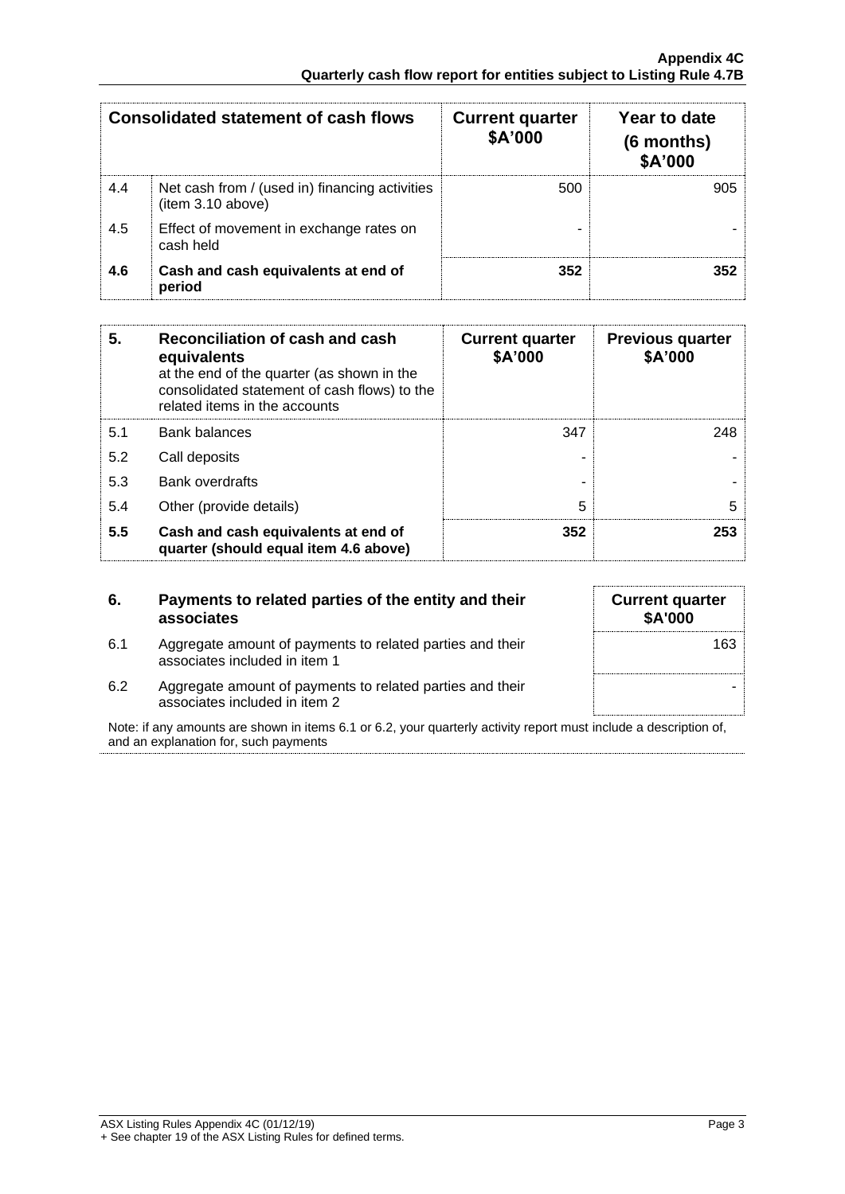| | Consolidated statement of cash flows | Current quarter $A'000 | Year to date (6 months) $A'000 |
|---|---|---|---|
| 4.4 | Net cash from / (used in) financing activities (item 3.10 above) | 500 | 905 |
| 4.5 | Effect of movement in exchange rates on cash held | - | - |
| **4.6** | **Cash and cash equivalents at end of period** | **352** | **352** |

| **5.** | **Reconciliation of cash and cash equivalents** at the end of the quarter (as shown in the consolidated statement of cash flows) to the related items in the accounts | **Current quarter $A'000** | **Previous quarter $A'000** |
|---|---|---|---|
| 5.1 | Bank balances | 347 | 248 |
| 5.2 | Call deposits | - | - |
| 5.3 | Bank overdrafts | - | - |
| 5.4 | Other (provide details) | 5 | 5 |
| **5.5** | **Cash and cash equivalents at end of quarter (should equal item 4.6 above)** | **352** | **253** |

| **6.** | **Payments to related parties of the entity and their associates** | **Current quarter $A'000** |
|---|---|---|
| 6.1 | Aggregate amount of payments to related parties and their associates included in item 1 | 163 |
| 6.2 | Aggregate amount of payments to related parties and their associates included in item 2 | - |

Note: if any amounts are shown in items 6.1 or 6.2, your quarterly activity report must include a description of, and an explanation for, such payments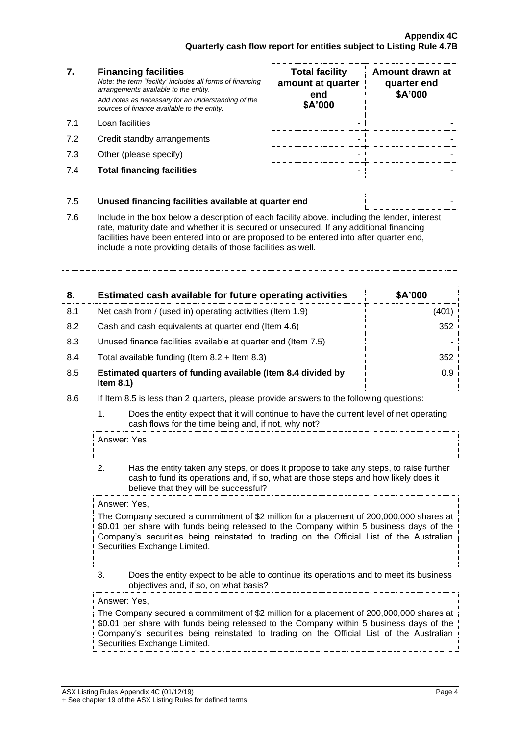| 7. | **Financing facilities**<br>*Note: the term "facility' includes all forms of financing arrangements available to the entity.*<br>*Add notes as necessary for an understanding of the sources of finance available to the entity.* | **Total facility amount at quarter end<br>$A'000** | **Amount drawn at quarter end<br>$A'000** |
|---|---|---|---|
| 7.1 | Loan facilities | - | - |
| 7.2 | Credit standby arrangements | - | - |
| 7.3 | Other (please specify) | - | - |
| 7.4 | **Total financing facilities** | - | - |

| | | |
|---|---|---|
| 7.5 | **Unused financing facilities available at quarter end** | - |

7.6 Include in the box below a description of each facility above, including the lender, interest rate, maturity date and whether it is secured or unsecured. If any additional financing facilities have been entered into or are proposed to be entered into after quarter end, include a note providing details of those facilities as well.

| 8. | **Estimated cash available for future operating activities** | **$A'000** |
|---|---|---|
| 8.1 | Net cash from / (used in) operating activities (Item 1.9) | (401) |
| 8.2 | Cash and cash equivalents at quarter end (Item 4.6) | 352 |
| 8.3 | Unused finance facilities available at quarter end (Item 7.5) | - |
| 8.4 | Total available funding (Item 8.2 + Item 8.3) | 352 |
| 8.5 | **Estimated quarters of funding available (Item 8.4 divided by Item 8.1)** | 0.9 |

8.6 If Item 8.5 is less than 2 quarters, please provide answers to the following questions:

1. Does the entity expect that it will continue to have the current level of net operating cash flows for the time being and, if not, why not?

Answer: Yes

2. Has the entity taken any steps, or does it propose to take any steps, to raise further cash to fund its operations and, if so, what are those steps and how likely does it believe that they will be successful?

Answer: Yes,

The Company secured a commitment of $2 million for a placement of 200,000,000 shares at $0.01 per share with funds being released to the Company within 5 business days of the Company's securities being reinstated to trading on the Official List of the Australian Securities Exchange Limited.

3. Does the entity expect to be able to continue its operations and to meet its business objectives and, if so, on what basis?

Answer: Yes,

The Company secured a commitment of $2 million for a placement of 200,000,000 shares at $0.01 per share with funds being released to the Company within 5 business days of the Company's securities being reinstated to trading on the Official List of the Australian Securities Exchange Limited.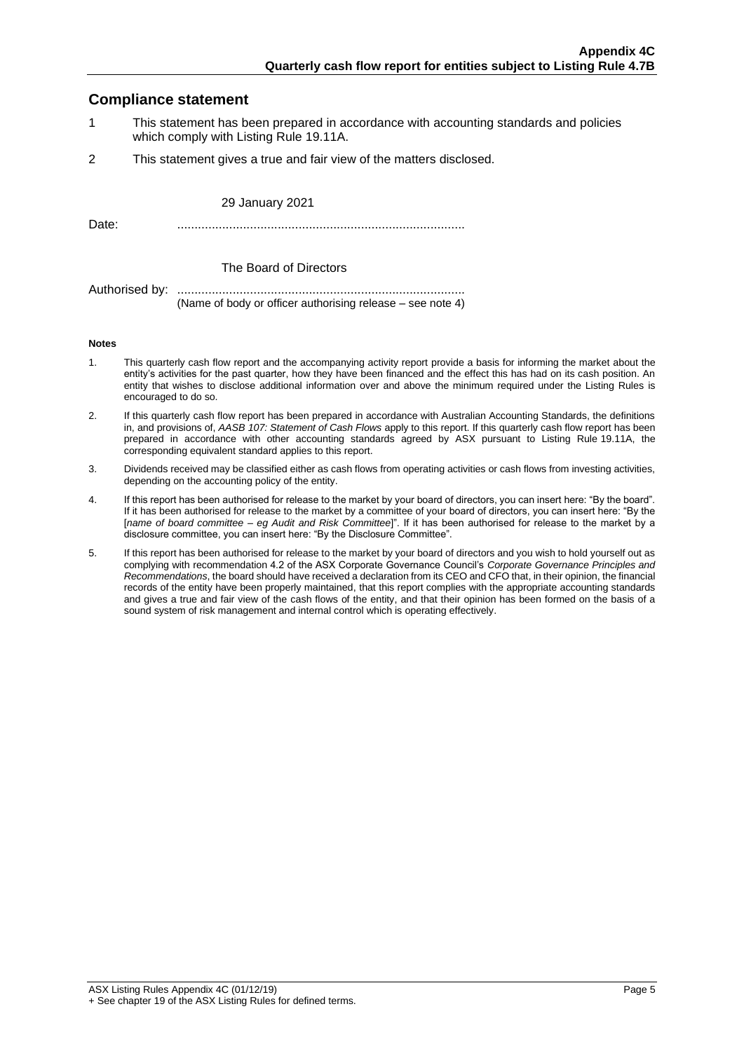## Compliance statement

1. This statement has been prepared in accordance with accounting standards and policies which comply with Listing Rule 19.11A.
2. This statement gives a true and fair view of the matters disclosed.

Date: 29 January 2021

Authorised by: The Board of Directors
(Name of body or officer authorising release – see note 4)

**Notes**

1. This quarterly cash flow report and the accompanying activity report provide a basis for informing the market about the entity's activities for the past quarter, how they have been financed and the effect this has had on its cash position. An entity that wishes to disclose additional information over and above the minimum required under the Listing Rules is encouraged to do so.
2. If this quarterly cash flow report has been prepared in accordance with Australian Accounting Standards, the definitions in, and provisions of, *AASB 107: Statement of Cash Flows* apply to this report. If this quarterly cash flow report has been prepared in accordance with other accounting standards agreed by ASX pursuant to Listing Rule 19.11A, the corresponding equivalent standard applies to this report.
3. Dividends received may be classified either as cash flows from operating activities or cash flows from investing activities, depending on the accounting policy of the entity.
4. If this report has been authorised for release to the market by your board of directors, you can insert here: "By the board". If it has been authorised for release to the market by a committee of your board of directors, you can insert here: "By the [*name of board committee – eg Audit and Risk Committee*]". If it has been authorised for release to the market by a disclosure committee, you can insert here: "By the Disclosure Committee".
5. If this report has been authorised for release to the market by your board of directors and you wish to hold yourself out as complying with recommendation 4.2 of the ASX Corporate Governance Council's *Corporate Governance Principles and Recommendations*, the board should have received a declaration from its CEO and CFO that, in their opinion, the financial records of the entity have been properly maintained, that this report complies with the appropriate accounting standards and gives a true and fair view of the cash flows of the entity, and that their opinion has been formed on the basis of a sound system of risk management and internal control which is operating effectively.